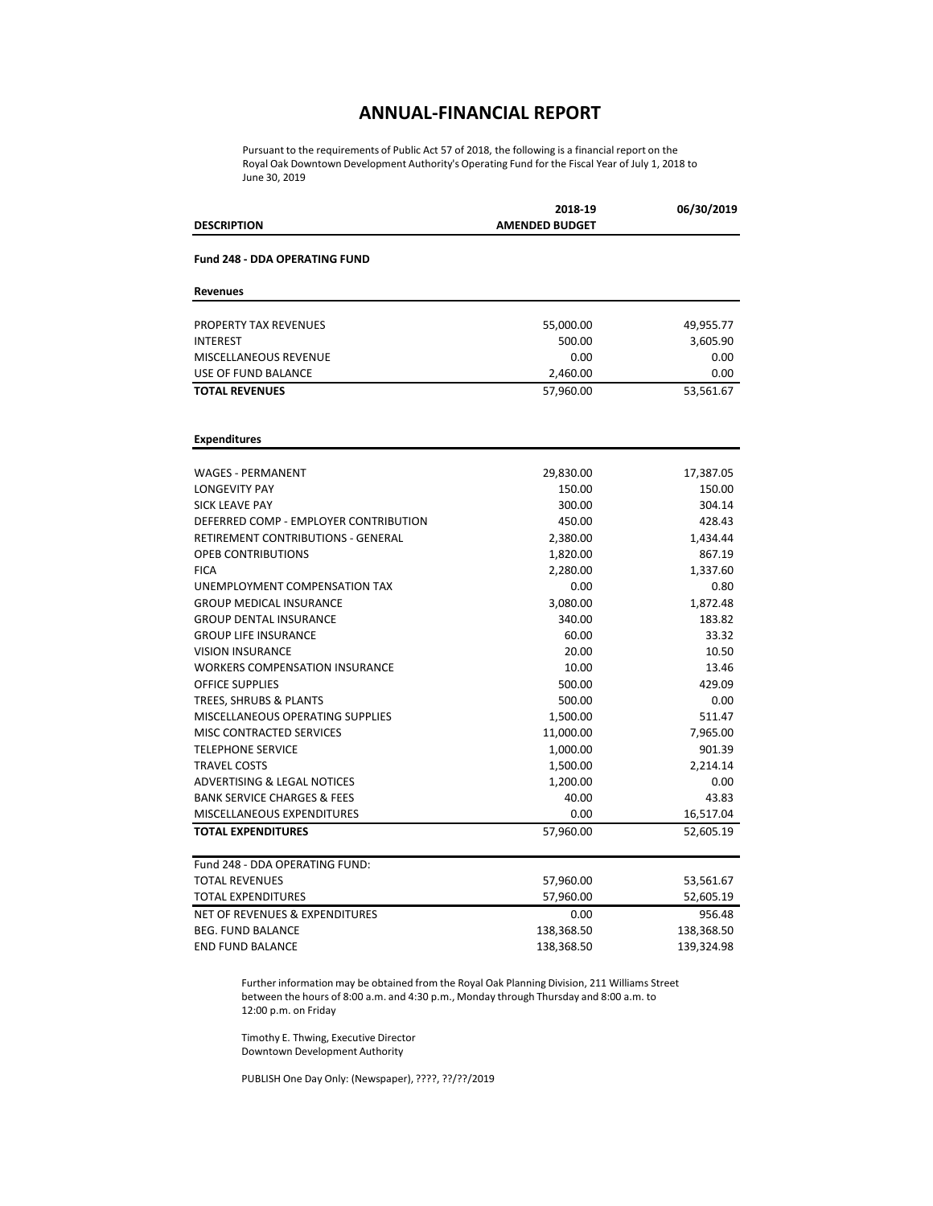# ANNUAL-FINANCIAL REPORT

Pursuant to the requirements of Public Act 57 of 2018, the following is a financial report on the Royal Oak Downtown Development Authority's Operating Fund for the Fiscal Year of July 1, 2018 to June 30, 2019

| DESCRIPTION | 2018-19 AMENDED BUDGET | 06/30/2019 |
|---|---|---|
| **Fund 248 - DDA OPERATING FUND** | | |
| **Revenues** | | |
| PROPERTY TAX REVENUES | 55,000.00 | 49,955.77 |
| INTEREST | 500.00 | 3,605.90 |
| MISCELLANEOUS REVENUE | 0.00 | 0.00 |
| USE OF FUND BALANCE | 2,460.00 | 0.00 |
| **TOTAL REVENUES** | 57,960.00 | 53,561.67 |
| **Expenditures** | | |
| WAGES - PERMANENT | 29,830.00 | 17,387.05 |
| LONGEVITY PAY | 150.00 | 150.00 |
| SICK LEAVE PAY | 300.00 | 304.14 |
| DEFERRED COMP - EMPLOYER CONTRIBUTION | 450.00 | 428.43 |
| RETIREMENT CONTRIBUTIONS - GENERAL | 2,380.00 | 1,434.44 |
| OPEB CONTRIBUTIONS | 1,820.00 | 867.19 |
| FICA | 2,280.00 | 1,337.60 |
| UNEMPLOYMENT COMPENSATION TAX | 0.00 | 0.80 |
| GROUP MEDICAL INSURANCE | 3,080.00 | 1,872.48 |
| GROUP DENTAL INSURANCE | 340.00 | 183.82 |
| GROUP LIFE INSURANCE | 60.00 | 33.32 |
| VISION INSURANCE | 20.00 | 10.50 |
| WORKERS COMPENSATION INSURANCE | 10.00 | 13.46 |
| OFFICE SUPPLIES | 500.00 | 429.09 |
| TREES, SHRUBS & PLANTS | 500.00 | 0.00 |
| MISCELLANEOUS OPERATING SUPPLIES | 1,500.00 | 511.47 |
| MISC CONTRACTED SERVICES | 11,000.00 | 7,965.00 |
| TELEPHONE SERVICE | 1,000.00 | 901.39 |
| TRAVEL COSTS | 1,500.00 | 2,214.14 |
| ADVERTISING & LEGAL NOTICES | 1,200.00 | 0.00 |
| BANK SERVICE CHARGES & FEES | 40.00 | 43.83 |
| MISCELLANEOUS EXPENDITURES | 0.00 | 16,517.04 |
| **TOTAL EXPENDITURES** | 57,960.00 | 52,605.19 |
| Fund 248 - DDA OPERATING FUND: | | |
| TOTAL REVENUES | 57,960.00 | 53,561.67 |
| TOTAL EXPENDITURES | 57,960.00 | 52,605.19 |
| NET OF REVENUES & EXPENDITURES | 0.00 | 956.48 |
| BEG. FUND BALANCE | 138,368.50 | 138,368.50 |
| END FUND BALANCE | 138,368.50 | 139,324.98 |

Further information may be obtained from the Royal Oak Planning Division, 211 Williams Street between the hours of 8:00 a.m. and 4:30 p.m., Monday through Thursday and 8:00 a.m. to 12:00 p.m. on Friday

Timothy E. Thwing, Executive Director
Downtown Development Authority

PUBLISH One Day Only: (Newspaper), ????, ??/??/2019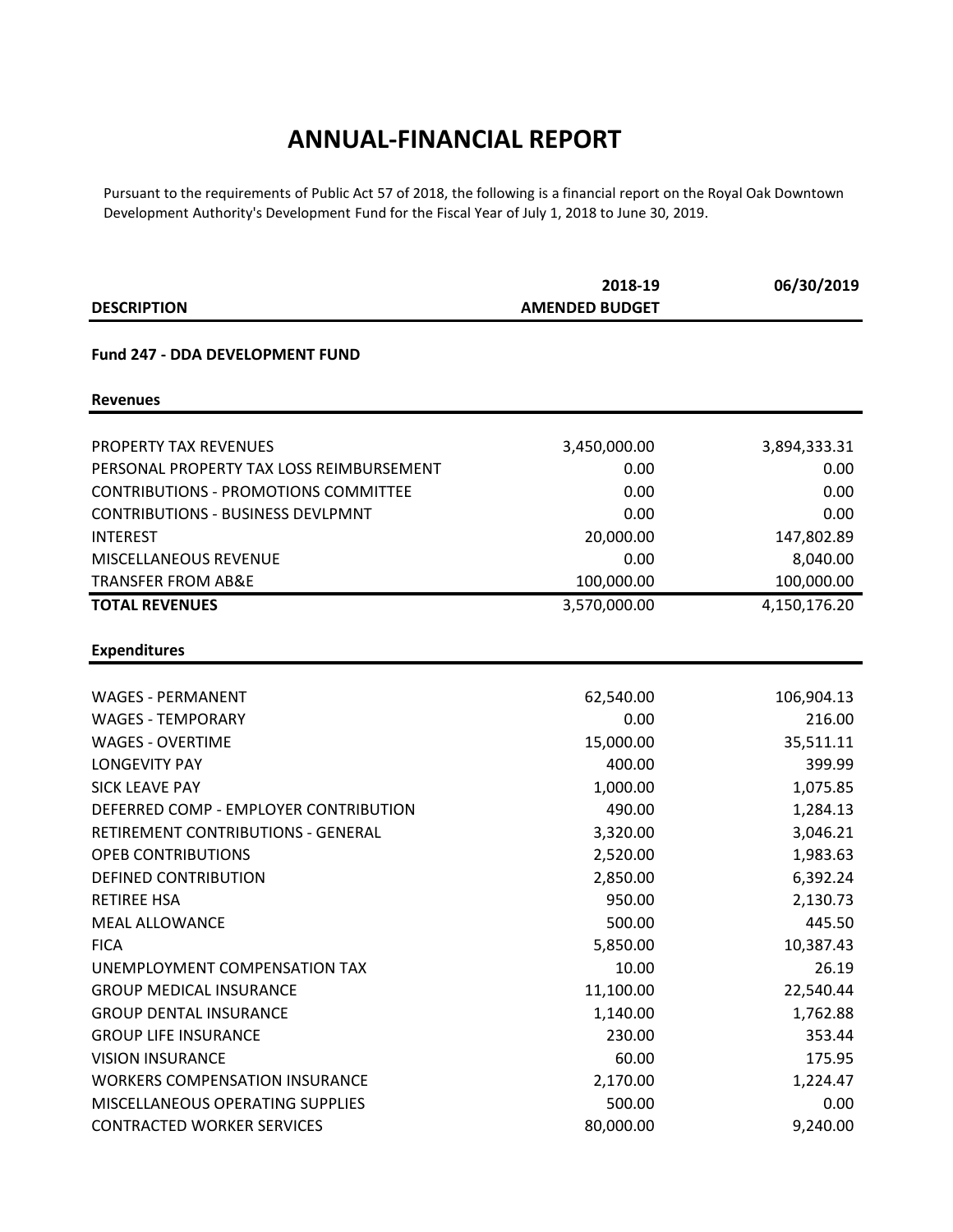# ANNUAL-FINANCIAL REPORT

Pursuant to the requirements of Public Act 57 of 2018, the following is a financial report on the Royal Oak Downtown Development Authority's Development Fund for the Fiscal Year of July 1, 2018 to June 30, 2019.

| DESCRIPTION | 2018-19 AMENDED BUDGET | 06/30/2019 |
|---|---|---|
| **Fund 247 - DDA DEVELOPMENT FUND** | | |
| **Revenues** | | |
| PROPERTY TAX REVENUES | 3,450,000.00 | 3,894,333.31 |
| PERSONAL PROPERTY TAX LOSS REIMBURSEMENT | 0.00 | 0.00 |
| CONTRIBUTIONS - PROMOTIONS COMMITTEE | 0.00 | 0.00 |
| CONTRIBUTIONS - BUSINESS DEVLPMNT | 0.00 | 0.00 |
| INTEREST | 20,000.00 | 147,802.89 |
| MISCELLANEOUS REVENUE | 0.00 | 8,040.00 |
| TRANSFER FROM AB&E | 100,000.00 | 100,000.00 |
| **TOTAL REVENUES** | 3,570,000.00 | 4,150,176.20 |
| **Expenditures** | | |
| WAGES - PERMANENT | 62,540.00 | 106,904.13 |
| WAGES - TEMPORARY | 0.00 | 216.00 |
| WAGES - OVERTIME | 15,000.00 | 35,511.11 |
| LONGEVITY PAY | 400.00 | 399.99 |
| SICK LEAVE PAY | 1,000.00 | 1,075.85 |
| DEFERRED COMP - EMPLOYER CONTRIBUTION | 490.00 | 1,284.13 |
| RETIREMENT CONTRIBUTIONS - GENERAL | 3,320.00 | 3,046.21 |
| OPEB CONTRIBUTIONS | 2,520.00 | 1,983.63 |
| DEFINED CONTRIBUTION | 2,850.00 | 6,392.24 |
| RETIREE HSA | 950.00 | 2,130.73 |
| MEAL ALLOWANCE | 500.00 | 445.50 |
| FICA | 5,850.00 | 10,387.43 |
| UNEMPLOYMENT COMPENSATION TAX | 10.00 | 26.19 |
| GROUP MEDICAL INSURANCE | 11,100.00 | 22,540.44 |
| GROUP DENTAL INSURANCE | 1,140.00 | 1,762.88 |
| GROUP LIFE INSURANCE | 230.00 | 353.44 |
| VISION INSURANCE | 60.00 | 175.95 |
| WORKERS COMPENSATION INSURANCE | 2,170.00 | 1,224.47 |
| MISCELLANEOUS OPERATING SUPPLIES | 500.00 | 0.00 |
| CONTRACTED WORKER SERVICES | 80,000.00 | 9,240.00 |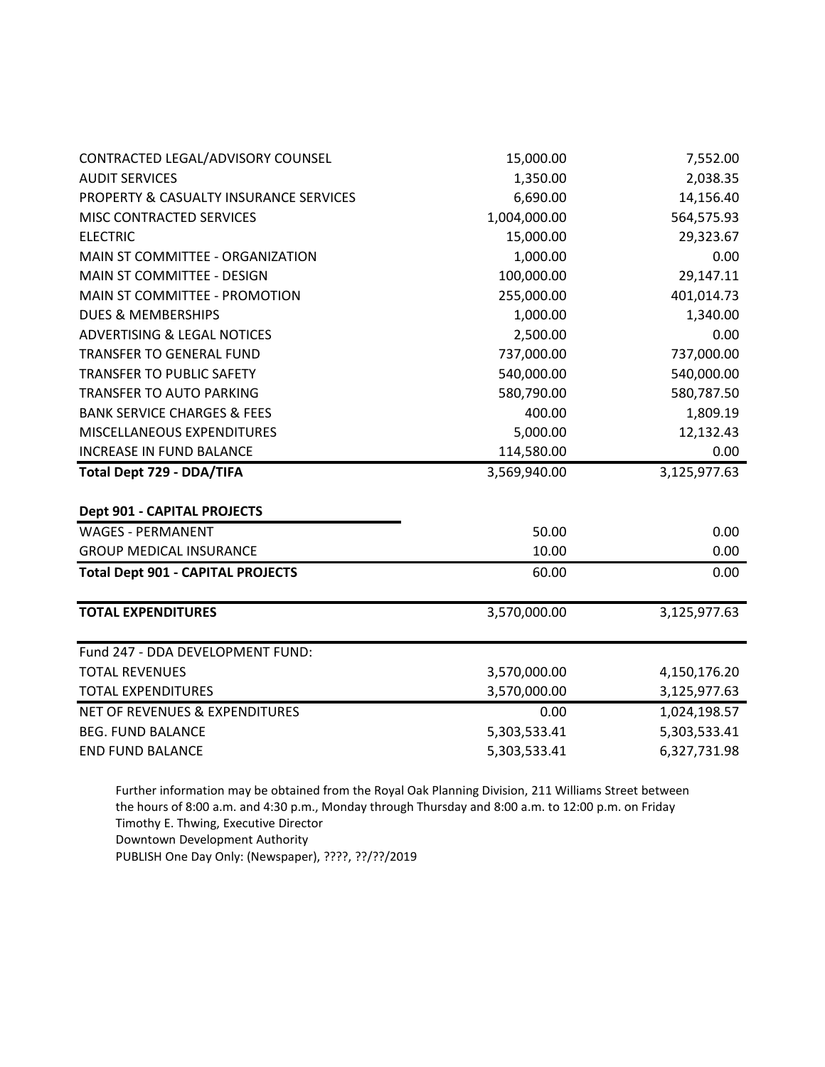| | | |
|---|---|---|
| CONTRACTED LEGAL/ADVISORY COUNSEL | 15,000.00 | 7,552.00 |
| AUDIT SERVICES | 1,350.00 | 2,038.35 |
| PROPERTY & CASUALTY INSURANCE SERVICES | 6,690.00 | 14,156.40 |
| MISC CONTRACTED SERVICES | 1,004,000.00 | 564,575.93 |
| ELECTRIC | 15,000.00 | 29,323.67 |
| MAIN ST COMMITTEE - ORGANIZATION | 1,000.00 | 0.00 |
| MAIN ST COMMITTEE - DESIGN | 100,000.00 | 29,147.11 |
| MAIN ST COMMITTEE - PROMOTION | 255,000.00 | 401,014.73 |
| DUES & MEMBERSHIPS | 1,000.00 | 1,340.00 |
| ADVERTISING & LEGAL NOTICES | 2,500.00 | 0.00 |
| TRANSFER TO GENERAL FUND | 737,000.00 | 737,000.00 |
| TRANSFER TO PUBLIC SAFETY | 540,000.00 | 540,000.00 |
| TRANSFER TO AUTO PARKING | 580,790.00 | 580,787.50 |
| BANK SERVICE CHARGES & FEES | 400.00 | 1,809.19 |
| MISCELLANEOUS EXPENDITURES | 5,000.00 | 12,132.43 |
| INCREASE IN FUND BALANCE | 114,580.00 | 0.00 |
| **Total Dept 729 - DDA/TIFA** | 3,569,940.00 | 3,125,977.63 |
| | | |
| **Dept 901 - CAPITAL PROJECTS** | | |
| WAGES - PERMANENT | 50.00 | 0.00 |
| GROUP MEDICAL INSURANCE | 10.00 | 0.00 |
| **Total Dept 901 - CAPITAL PROJECTS** | 60.00 | 0.00 |
| | | |
| **TOTAL EXPENDITURES** | 3,570,000.00 | 3,125,977.63 |
| | | |
| Fund 247 - DDA DEVELOPMENT FUND: | | |
| TOTAL REVENUES | 3,570,000.00 | 4,150,176.20 |
| TOTAL EXPENDITURES | 3,570,000.00 | 3,125,977.63 |
| NET OF REVENUES & EXPENDITURES | 0.00 | 1,024,198.57 |
| BEG. FUND BALANCE | 5,303,533.41 | 5,303,533.41 |
| END FUND BALANCE | 5,303,533.41 | 6,327,731.98 |

Further information may be obtained from the Royal Oak Planning Division, 211 Williams Street between the hours of 8:00 a.m. and 4:30 p.m., Monday through Thursday and 8:00 a.m. to 12:00 p.m. on Friday
Timothy E. Thwing, Executive Director
Downtown Development Authority
PUBLISH One Day Only: (Newspaper), ????, ??/??/2019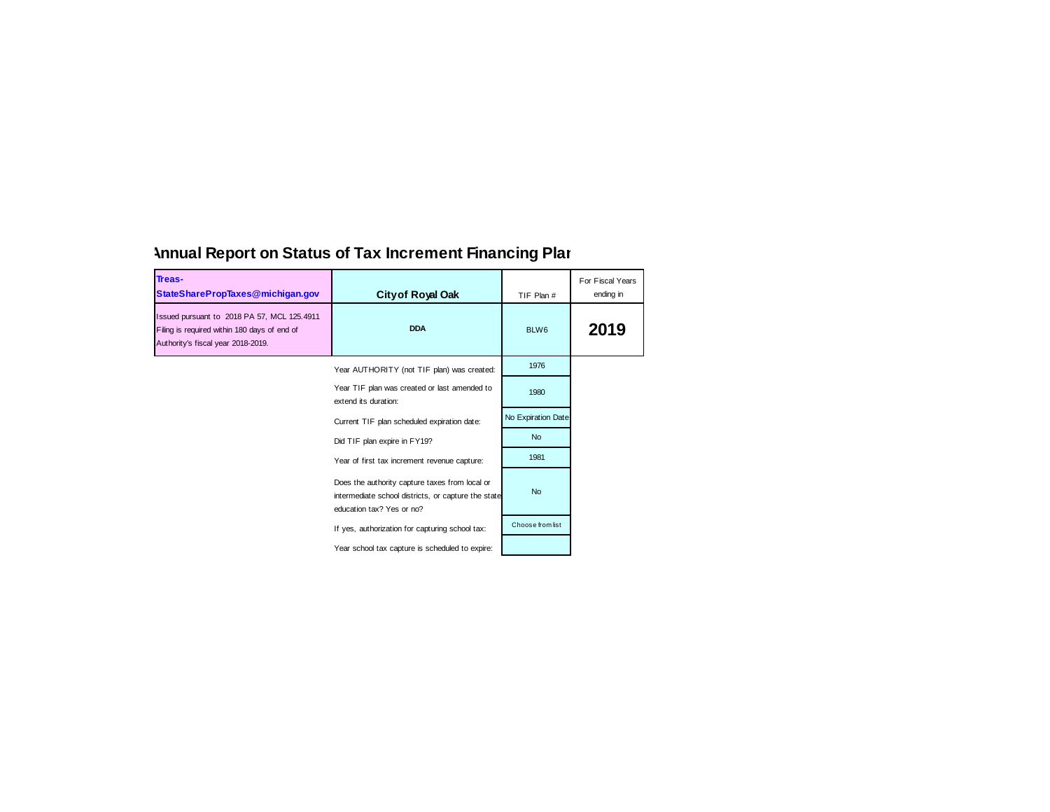# Annual Report on Status of Tax Increment Financing Plan

| Treas-StateSharePropTaxes@michigan.gov | City of Royal Oak | TIF Plan # | For Fiscal Years ending in |
|---|---|---|---|
| Issued pursuant to 2018 PA 57, MCL 125.4911 Filing is required within 180 days of end of Authority's fiscal year 2018-2019. | DDA | BLW6 | **2019** |

| | |
|---|---|
| Year AUTHORITY (not TIF plan) was created: | 1976 |
| Year TIF plan was created or last amended to extend its duration: | 1980 |
| Current TIF plan scheduled expiration date: | No Expiration Date |
| Did TIF plan expire in FY19? | No |
| Year of first tax increment revenue capture: | 1981 |
| Does the authority capture taxes from local or intermediate school districts, or capture the state education tax? Yes or no? | No |
| If yes, authorization for capturing school tax: | Choose from list |
| Year school tax capture is scheduled to expire: | |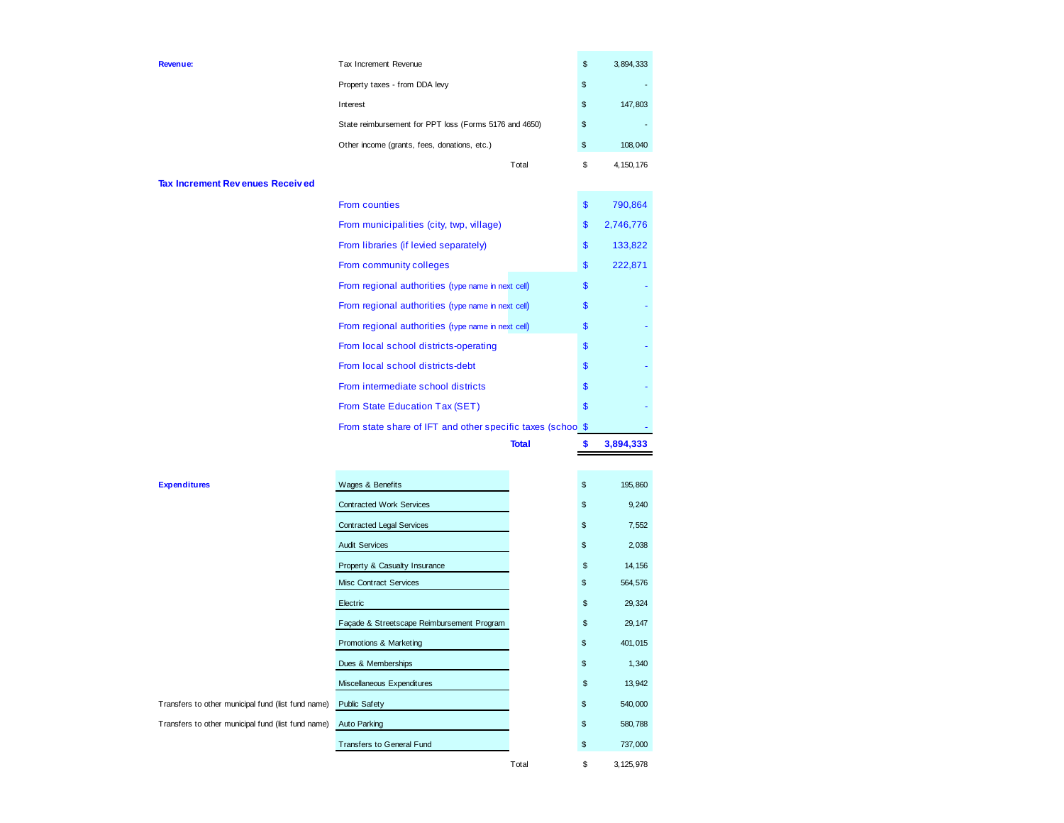| | | | |
|---|---|---|---|
| **Revenue:** | Tax Increment Revenue | $ | 3,894,333 |
| | Property taxes - from DDA levy | $ | - |
| | Interest | $ | 147,803 |
| | State reimbursement for PPT loss (Forms 5176 and 4650) | $ | - |
| | Other income (grants, fees, donations, etc.) | $ | 108,040 |
| | Total | $ | 4,150,176 |

| | | | |
|---|---|---|---|
| **Tax Increment Revenues Received** | | | |
| | From counties | $ | 790,864 |
| | From municipalities (city, twp, village) | $ | 2,746,776 |
| | From libraries (if levied separately) | $ | 133,822 |
| | From community colleges | $ | 222,871 |
| | From regional authorities (type name in next cell) | $ | - |
| | From regional authorities (type name in next cell) | $ | - |
| | From regional authorities (type name in next cell) | $ | - |
| | From local school districts-operating | $ | - |
| | From local school districts-debt | $ | - |
| | From intermediate school districts | $ | - |
| | From State Education Tax (SET) | $ | - |
| | From state share of IFT and other specific taxes (schoo | $ | - |
| | **Total** | **$** | **3,894,333** |

| | | | |
|---|---|---|---|
| **Expenditures** | Wages & Benefits | $ | 195,860 |
| | Contracted Work Services | $ | 9,240 |
| | Contracted Legal Services | $ | 7,552 |
| | Audit Services | $ | 2,038 |
| | Property & Casualty Insurance | $ | 14,156 |
| | Misc Contract Services | $ | 564,576 |
| | Electric | $ | 29,324 |
| | Façade & Streetscape Reimbursement Program | $ | 29,147 |
| | Promotions & Marketing | $ | 401,015 |
| | Dues & Memberships | $ | 1,340 |
| | Miscellaneous Expenditures | $ | 13,942 |
| Transfers to other municipal fund (list fund name) | Public Safety | $ | 540,000 |
| Transfers to other municipal fund (list fund name) | Auto Parking | $ | 580,788 |
| | Transfers to General Fund | $ | 737,000 |
| | Total | $ | 3,125,978 |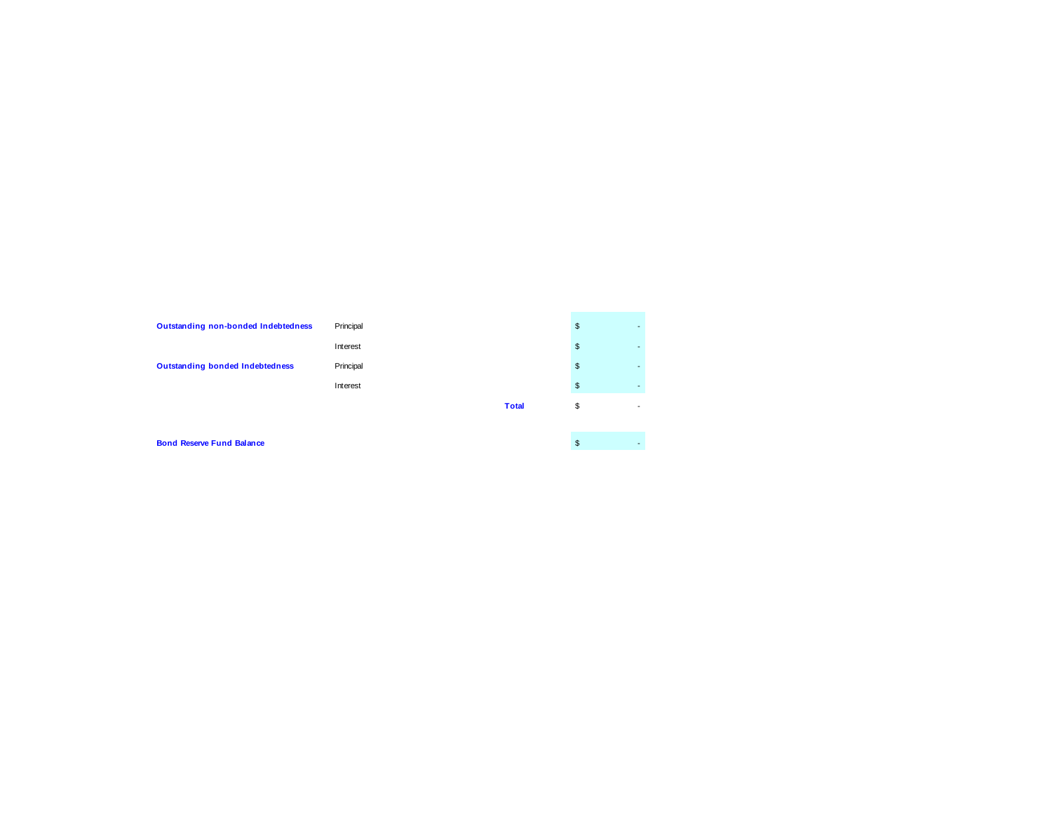| | | | |
|---|---|---|---|
| **Outstanding non-bonded Indebtedness** | Principal | | $ - |
| | Interest | | $ - |
| **Outstanding bonded Indebtedness** | Principal | | $ - |
| | Interest | | $ - |
| | | **Total** | $ - |
| | | | |
| **Bond Reserve Fund Balance** | | | $ - |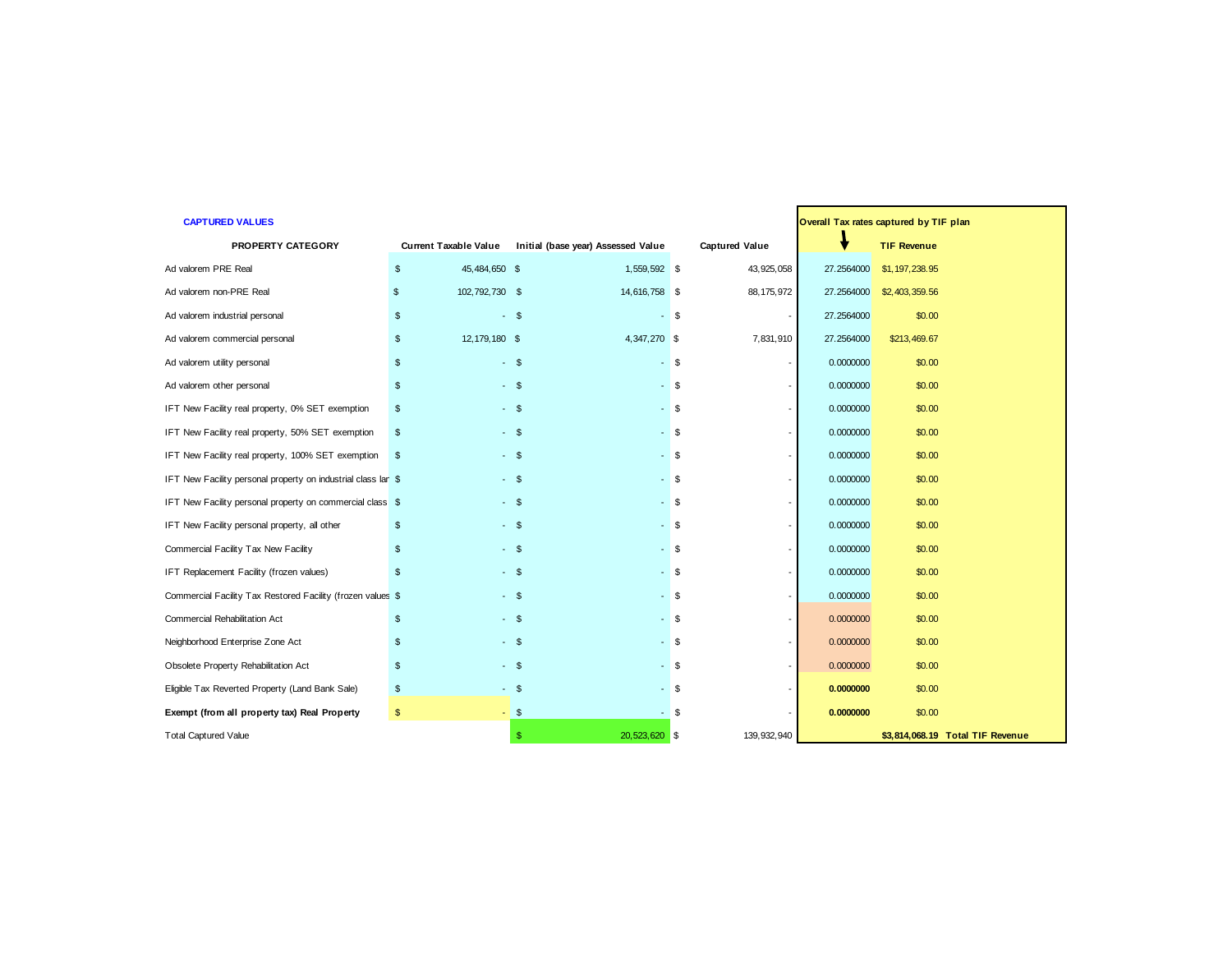**CAPTURED VALUES**

| PROPERTY CATEGORY | Current Taxable Value | Initial (base year) Assessed Value | Captured Value | Overall Tax rates captured by TIF plan | TIF Revenue |
|---|---|---|---|---|---|
| Ad valorem PRE Real | $ 45,484,650 | $ 1,559,592 | $ 43,925,058 | 27.2564000 | $1,197,238.95 |
| Ad valorem non-PRE Real | $ 102,792,730 | $ 14,616,758 | $ 88,175,972 | 27.2564000 | $2,403,359.56 |
| Ad valorem industrial personal | $ - | $ - | $ - | 27.2564000 | $0.00 |
| Ad valorem commercial personal | $ 12,179,180 | $ 4,347,270 | $ 7,831,910 | 27.2564000 | $213,469.67 |
| Ad valorem utility personal | $ - | $ - | $ - | 0.0000000 | $0.00 |
| Ad valorem other personal | $ - | $ - | $ - | 0.0000000 | $0.00 |
| IFT New Facility real property, 0% SET exemption | $ - | $ - | $ - | 0.0000000 | $0.00 |
| IFT New Facility real property, 50% SET exemption | $ - | $ - | $ - | 0.0000000 | $0.00 |
| IFT New Facility real property, 100% SET exemption | $ - | $ - | $ - | 0.0000000 | $0.00 |
| IFT New Facility personal property on industrial class lar | $ - | $ - | $ - | 0.0000000 | $0.00 |
| IFT New Facility personal property on commercial class | $ - | $ - | $ - | 0.0000000 | $0.00 |
| IFT New Facility personal property, all other | $ - | $ - | $ - | 0.0000000 | $0.00 |
| Commercial Facility Tax New Facility | $ - | $ - | $ - | 0.0000000 | $0.00 |
| IFT Replacement Facility (frozen values) | $ - | $ - | $ - | 0.0000000 | $0.00 |
| Commercial Facility Tax Restored Facility (frozen values | $ - | $ - | $ - | 0.0000000 | $0.00 |
| Commercial Rehabilitation Act | $ - | $ - | $ - | 0.0000000 | $0.00 |
| Neighborhood Enterprise Zone Act | $ - | $ - | $ - | 0.0000000 | $0.00 |
| Obsolete Property Rehabilitation Act | $ - | $ - | $ - | 0.0000000 | $0.00 |
| Eligible Tax Reverted Property (Land Bank Sale) | $ - | $ - | $ - | **0.0000000** | $0.00 |
| **Exempt (from all property tax) Real Property** | $ - | $ - | $ - | **0.0000000** | $0.00 |
| Total Captured Value | | $ 20,523,620 | $ 139,932,940 | | **$3,814,068.19 Total TIF Revenue** |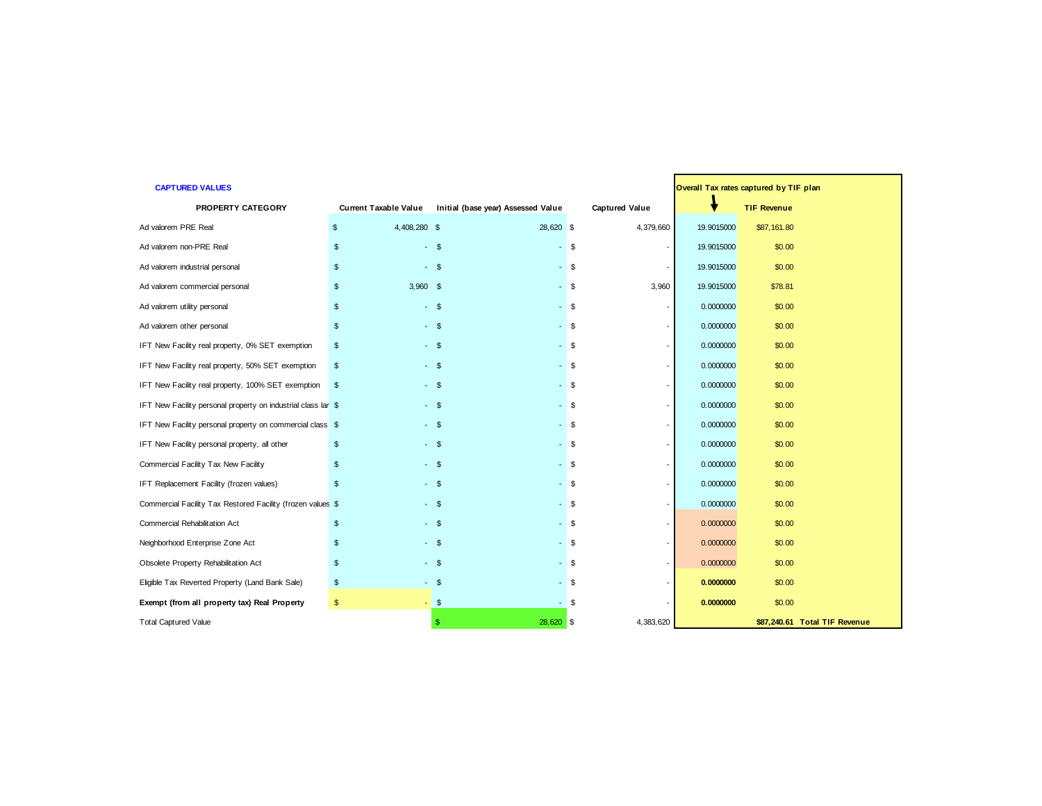**CAPTURED VALUES**

| PROPERTY CATEGORY | Current Taxable Value | Initial (base year) Assessed Value | Captured Value | Overall Tax rates captured by TIF plan | TIF Revenue |
|---|---|---|---|---|---|
| Ad valorem PRE Real | $ 4,408,280 | $ 28,620 | $ 4,379,660 | 19.9015000 | $87,161.80 |
| Ad valorem non-PRE Real | $ - | $ - | $ - | 19.9015000 | $0.00 |
| Ad valorem industrial personal | $ - | $ - | $ - | 19.9015000 | $0.00 |
| Ad valorem commercial personal | $ 3,960 | $ - | $ 3,960 | 19.9015000 | $78.81 |
| Ad valorem utility personal | $ - | $ - | $ - | 0.0000000 | $0.00 |
| Ad valorem other personal | $ - | $ - | $ - | 0.0000000 | $0.00 |
| IFT New Facility real property, 0% SET exemption | $ - | $ - | $ - | 0.0000000 | $0.00 |
| IFT New Facility real property, 50% SET exemption | $ - | $ - | $ - | 0.0000000 | $0.00 |
| IFT New Facility real property, 100% SET exemption | $ - | $ - | $ - | 0.0000000 | $0.00 |
| IFT New Facility personal property on industrial class lar | $ - | $ - | $ - | 0.0000000 | $0.00 |
| IFT New Facility personal property on commercial class | $ - | $ - | $ - | 0.0000000 | $0.00 |
| IFT New Facility personal property, all other | $ - | $ - | $ - | 0.0000000 | $0.00 |
| Commercial Facility Tax New Facility | $ - | $ - | $ - | 0.0000000 | $0.00 |
| IFT Replacement Facility (frozen values) | $ - | $ - | $ - | 0.0000000 | $0.00 |
| Commercial Facility Tax Restored Facility (frozen values | $ - | $ - | $ - | 0.0000000 | $0.00 |
| Commercial Rehabilitation Act | $ - | $ - | $ - | 0.0000000 | $0.00 |
| Neighborhood Enterprise Zone Act | $ - | $ - | $ - | 0.0000000 | $0.00 |
| Obsolete Property Rehabilitation Act | $ - | $ - | $ - | 0.0000000 | $0.00 |
| Eligible Tax Reverted Property (Land Bank Sale) | $ - | $ - | $ - | **0.0000000** | $0.00 |
| **Exempt (from all property tax) Real Property** | $ - | $ - | $ - | **0.0000000** | $0.00 |
| Total Captured Value | | $ 28,620 | $ 4,383,620 | | **$87,240.61 Total TIF Revenue** |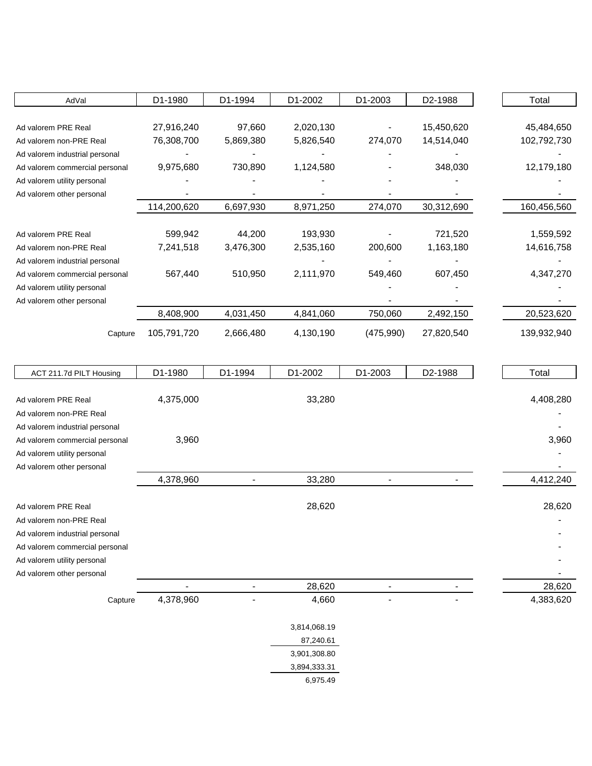| AdVal | D1-1980 | D1-1994 | D1-2002 | D1-2003 | D2-1988 | Total |
|---|---|---|---|---|---|---|
| Ad valorem PRE Real | 27,916,240 | 97,660 | 2,020,130 | - | 15,450,620 | 45,484,650 |
| Ad valorem non-PRE Real | 76,308,700 | 5,869,380 | 5,826,540 | 274,070 | 14,514,040 | 102,792,730 |
| Ad valorem industrial personal | - | - | - | - | - | - |
| Ad valorem commercial personal | 9,975,680 | 730,890 | 1,124,580 | - | 348,030 | 12,179,180 |
| Ad valorem utility personal | - | - | - | - | - | - |
| Ad valorem other personal | - | - | - | - | - | - |
| | 114,200,620 | 6,697,930 | 8,971,250 | 274,070 | 30,312,690 | 160,456,560 |
| Ad valorem PRE Real | 599,942 | 44,200 | 193,930 | - | 721,520 | 1,559,592 |
| Ad valorem non-PRE Real | 7,241,518 | 3,476,300 | 2,535,160 | 200,600 | 1,163,180 | 14,616,758 |
| Ad valorem industrial personal | | | - | - | - | - |
| Ad valorem commercial personal | 567,440 | 510,950 | 2,111,970 | 549,460 | 607,450 | 4,347,270 |
| Ad valorem utility personal | | | | - | - | - |
| Ad valorem other personal | | | | - | - | - |
| | 8,408,900 | 4,031,450 | 4,841,060 | 750,060 | 2,492,150 | 20,523,620 |
| Capture | 105,791,720 | 2,666,480 | 4,130,190 | (475,990) | 27,820,540 | 139,932,940 |

| ACT 211.7d PILT Housing | D1-1980 | D1-1994 | D1-2002 | D1-2003 | D2-1988 | Total |
|---|---|---|---|---|---|---|
| Ad valorem PRE Real | 4,375,000 | | 33,280 | | | 4,408,280 |
| Ad valorem non-PRE Real | | | | | | - |
| Ad valorem industrial personal | | | | | | - |
| Ad valorem commercial personal | 3,960 | | | | | 3,960 |
| Ad valorem utility personal | | | | | | - |
| Ad valorem other personal | | | | | | - |
| | 4,378,960 | - | 33,280 | - | - | 4,412,240 |
| Ad valorem PRE Real | | | 28,620 | | | 28,620 |
| Ad valorem non-PRE Real | | | | | | - |
| Ad valorem industrial personal | | | | | | - |
| Ad valorem commercial personal | | | | | | - |
| Ad valorem utility personal | | | | | | - |
| Ad valorem other personal | | | | | | - |
| | - | - | 28,620 | - | - | 28,620 |
| Capture | 4,378,960 | - | 4,660 | - | - | 4,383,620 |

| |
|---|
| 3,814,068.19 |
| 87,240.61 |
| 3,901,308.80 |
| 3,894,333.31 |
| 6,975.49 |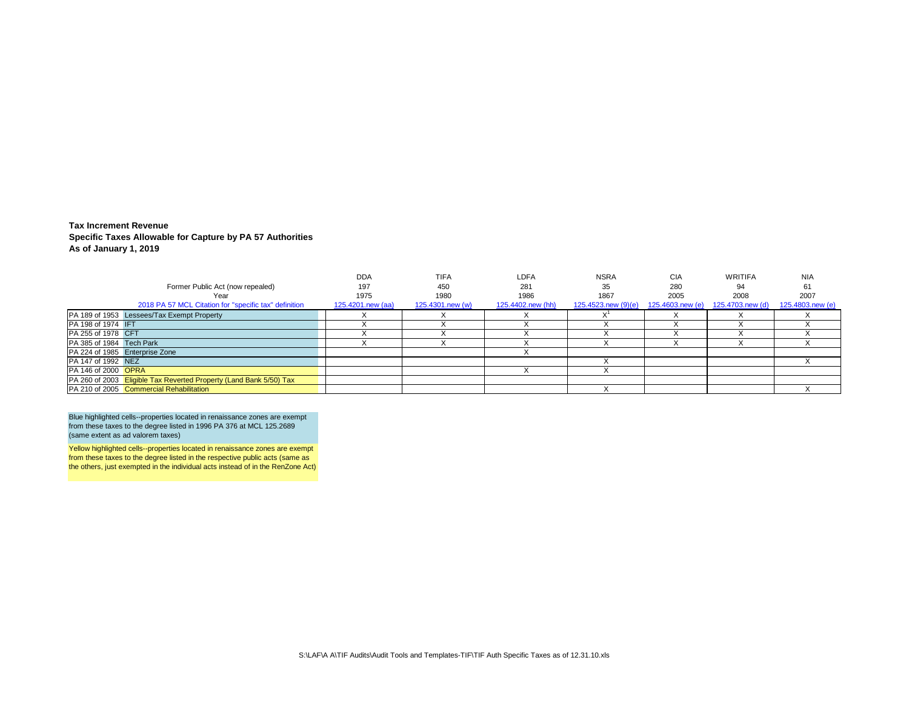**Tax Increment Revenue**
**Specific Taxes Allowable for Capture by PA 57 Authorities**
**As of January 1, 2019**

| | | DDA | TIFA | LDFA | NSRA | CIA | WRITIFA | NIA |
|---|---|---|---|---|---|---|---|---|
| | Former Public Act (now repealed) | 197 | 450 | 281 | 35 | 280 | 94 | 61 |
| | Year | 1975 | 1980 | 1986 | 1867 | 2005 | 2008 | 2007 |
| | 2018 PA 57 MCL Citation for "specific tax" definition | 125.4201.new (aa) | 125.4301.new (w) | 125.4402.new (hh) | 125.4523.new (9)(e) | 125.4603.new (e) | 125.4703.new (d) | 125.4803.new (e) |
| PA 189 of 1953 | Lessees/Tax Exempt Property | X | X | X | X[1] | X | X | X |
| PA 198 of 1974 | IFT | X | X | X | X | X | X | X |
| PA 255 of 1978 | CFT | X | X | X | X | X | X | X |
| PA 385 of 1984 | Tech Park | X | X | X | X | X | X | X |
| PA 224 of 1985 | Enterprise Zone | | | X | | | | |
| PA 147 of 1992 | NEZ | | | | X | | | X |
| PA 146 of 2000 | OPRA | | | X | X | | | |
| PA 260 of 2003 | Eligible Tax Reverted Property (Land Bank 5/50) Tax | | | | | | | |
| PA 210 of 2005 | Commercial Rehabilitation | | | | X | | | X |

Blue highlighted cells--properties located in renaissance zones are exempt from these taxes to the degree listed in 1996 PA 376 at MCL 125.2689 (same extent as ad valorem taxes)

Yellow highlighted cells--properties located in renaissance zones are exempt from these taxes to the degree listed in the respective public acts (same as the others, just exempted in the individual acts instead of in the RenZone Act)

S:\LAF\A A\TIF Audits\Audit Tools and Templates-TIF\TIF Auth Specific Taxes as of 12.31.10.xls